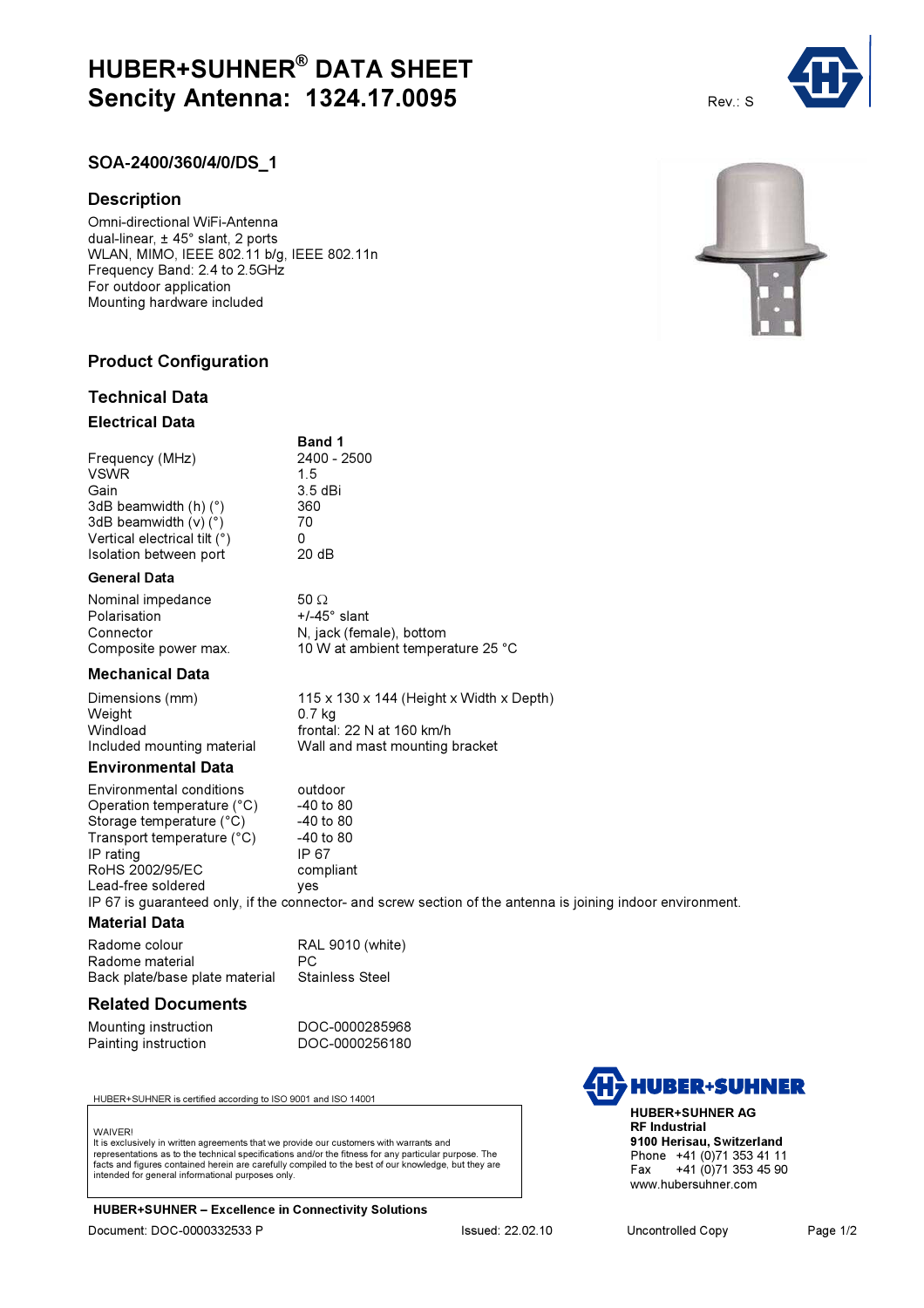# HUBER+SUHNER® DATA SHEET
# Sencity Antenna: 1324.17.0095

Rev.: S

## SOA-2400/360/4/0/DS_1

## Description

Omni-directional WiFi-Antenna
dual-linear, ± 45° slant, 2 ports
WLAN, MIMO, IEEE 802.11 b/g, IEEE 802.11n
Frequency Band: 2.4 to 2.5GHz
For outdoor application
Mounting hardware included

## Product Configuration

## Technical Data

### Electrical Data

| | Band 1 |
|---|---|
| Frequency (MHz) | 2400 - 2500 |
| VSWR | 1.5 |
| Gain | 3.5 dBi |
| 3dB beamwidth (h) (°) | 360 |
| 3dB beamwidth (v) (°) | 70 |
| Vertical electrical tilt (°) | 0 |
| Isolation between port | 20 dB |

### General Data

| | |
|---|---|
| Nominal impedance | 50 Ω |
| Polarisation | +/-45° slant |
| Connector | N, jack (female), bottom |
| Composite power max. | 10 W at ambient temperature 25 °C |

### Mechanical Data

| | |
|---|---|
| Dimensions (mm) | 115 x 130 x 144 (Height x Width x Depth) |
| Weight | 0.7 kg |
| Windload | frontal: 22 N at 160 km/h |
| Included mounting material | Wall and mast mounting bracket |

### Environmental Data

| | |
|---|---|
| Environmental conditions | outdoor |
| Operation temperature (°C) | -40 to 80 |
| Storage temperature (°C) | -40 to 80 |
| Transport temperature (°C) | -40 to 80 |
| IP rating | IP 67 |
| RoHS 2002/95/EC | compliant |
| Lead-free soldered | yes |

IP 67 is guaranteed only, if the connector- and screw section of the antenna is joining indoor environment.

### Material Data

| | |
|---|---|
| Radome colour | RAL 9010 (white) |
| Radome material | PC |
| Back plate/base plate material | Stainless Steel |

## Related Documents

| | |
|---|---|
| Mounting instruction | DOC-0000285968 |
| Painting instruction | DOC-0000256180 |

HUBER+SUHNER is certified according to ISO 9001 and ISO 14001

WAIVER!
It is exclusively in written agreements that we provide our customers with warrants and representations as to the technical specifications and/or the fitness for any particular purpose. The facts and figures contained herein are carefully compiled to the best of our knowledge, but they are intended for general informational purposes only.

**HUBER+SUHNER – Excellence in Connectivity Solutions**

**HUBER+SUHNER AG**
**RF Industrial**
**9100 Herisau, Switzerland**
Phone +41 (0)71 353 41 11
Fax +41 (0)71 353 45 90
www.hubersuhner.com

Document: DOC-0000332533 P    Issued: 22.02.10    Uncontrolled Copy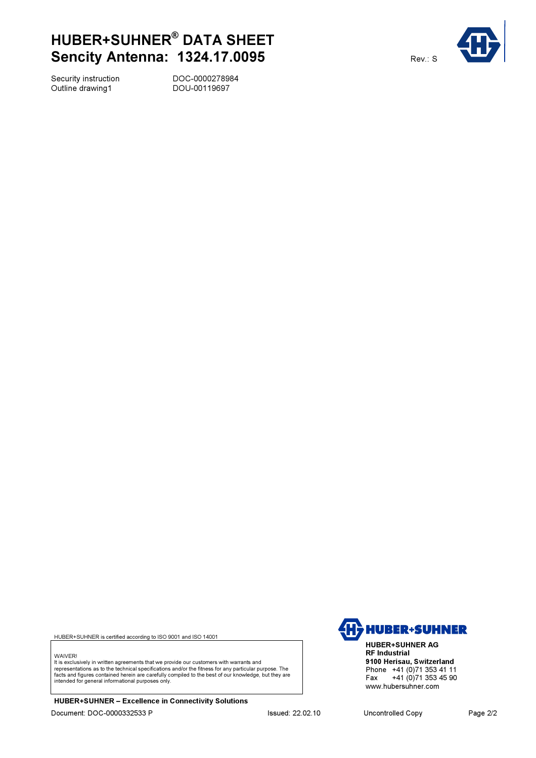# HUBER+SUHNER® DATA SHEET
# Sencity Antenna: 1324.17.0095

Rev.: S

| | |
|---|---|
| Security instruction | DOC-0000278984 |
| Outline drawing1 | DOU-00119697 |

HUBER+SUHNER is certified according to ISO 9001 and ISO 14001

WAIVER!
It is exclusively in written agreements that we provide our customers with warrants and representations as to the technical specifications and/or the fitness for any particular purpose. The facts and figures contained herein are carefully compiled to the best of our knowledge, but they are intended for general informational purposes only.

**HUBER+SUHNER – Excellence in Connectivity Solutions**

**HUBER+SUHNER AG**
**RF Industrial**
**9100 Herisau, Switzerland**
Phone +41 (0)71 353 41 11
Fax +41 (0)71 353 45 90
www.hubersuhner.com

Document: DOC-0000332533 P Issued: 22.02.10 Uncontrolled Copy